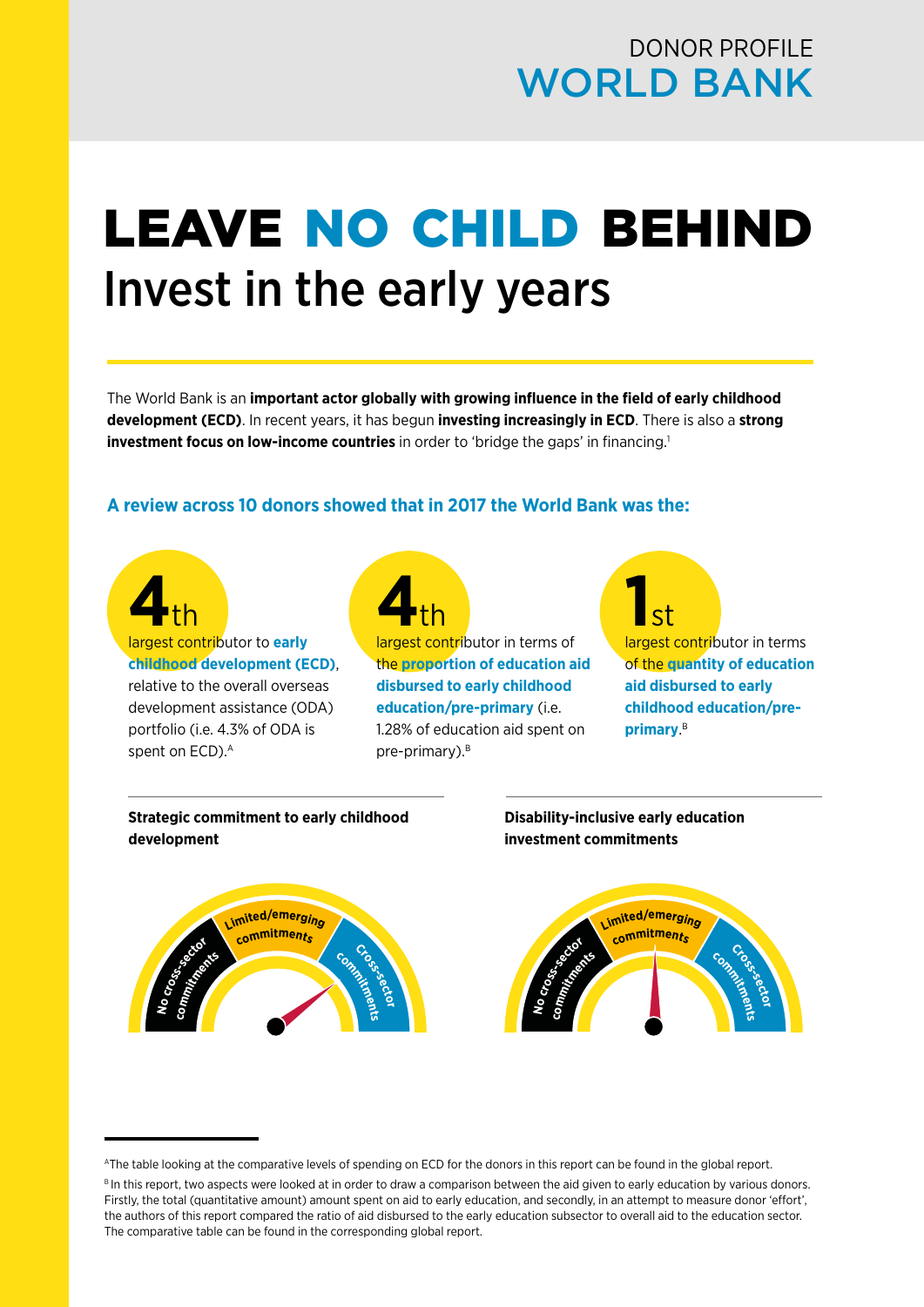DONOR PROFILE
# WORLD BANK

# LEAVE NO CHILD BEHIND
## Invest in the early years

The World Bank is an **important actor globally with growing influence in the field of early childhood development (ECD)**. In recent years, it has begun **investing increasingly in ECD**. There is also a **strong investment focus on low-income countries** in order to 'bridge the gaps' in financing.[1]

### A review across 10 donors showed that in 2017 the World Bank was the:

**4th** largest contributor to **early childhood development (ECD)**, relative to the overall overseas development assistance (ODA) portfolio (i.e. 4.3% of ODA is spent on ECD).[A]

**4th** largest contributor in terms of the **proportion of education aid disbursed to early childhood education/pre-primary** (i.e. 1.28% of education aid spent on pre-primary).[B]

**1st** largest contributor in terms of the **quantity of education aid disbursed to early childhood education/pre-primary**.[B]

**Strategic commitment to early childhood development**

No cross-sector commitments | Limited/emerging commitments | Cross-sector commitments

**Disability-inclusive early education investment commitments**

No cross-sector commitments | Limited/emerging commitments | Cross-sector commitments

[A] The table looking at the comparative levels of spending on ECD for the donors in this report can be found in the global report.

[B] In this report, two aspects were looked at in order to draw a comparison between the aid given to early education by various donors. Firstly, the total (quantitative amount) amount spent on aid to early education, and secondly, in an attempt to measure donor 'effort', the authors of this report compared the ratio of aid disbursed to the early education subsector to overall aid to the education sector. The comparative table can be found in the corresponding global report.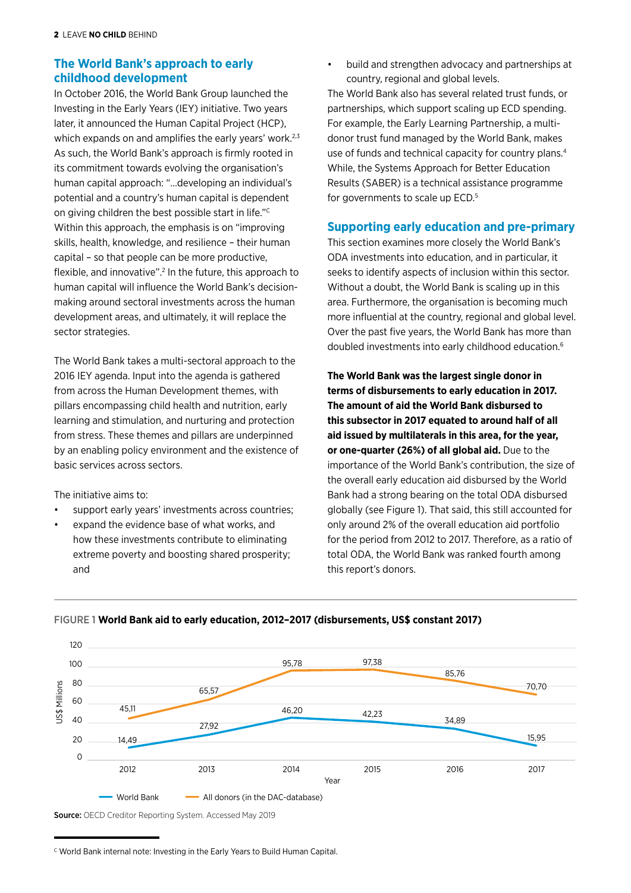## The World Bank's approach to early childhood development

In October 2016, the World Bank Group launched the Investing in the Early Years (IEY) initiative. Two years later, it announced the Human Capital Project (HCP), which expands on and amplifies the early years' work.[2,3] As such, the World Bank's approach is firmly rooted in its commitment towards evolving the organisation's human capital approach: "...developing an individual's potential and a country's human capital is dependent on giving children the best possible start in life."[C] Within this approach, the emphasis is on "improving skills, health, knowledge, and resilience – their human capital – so that people can be more productive, flexible, and innovative".[2] In the future, this approach to human capital will influence the World Bank's decision-making around sectoral investments across the human development areas, and ultimately, it will replace the sector strategies.

The World Bank takes a multi-sectoral approach to the 2016 IEY agenda. Input into the agenda is gathered from across the Human Development themes, with pillars encompassing child health and nutrition, early learning and stimulation, and nurturing and protection from stress. These themes and pillars are underpinned by an enabling policy environment and the existence of basic services across sectors.

The initiative aims to:

- support early years' investments across countries;
- expand the evidence base of what works, and how these investments contribute to eliminating extreme poverty and boosting shared prosperity; and
- build and strengthen advocacy and partnerships at country, regional and global levels.

The World Bank also has several related trust funds, or partnerships, which support scaling up ECD spending. For example, the Early Learning Partnership, a multi-donor trust fund managed by the World Bank, makes use of funds and technical capacity for country plans.[4] While, the Systems Approach for Better Education Results (SABER) is a technical assistance programme for governments to scale up ECD.[5]

## Supporting early education and pre-primary

This section examines more closely the World Bank's ODA investments into education, and in particular, it seeks to identify aspects of inclusion within this sector. Without a doubt, the World Bank is scaling up in this area. Furthermore, the organisation is becoming much more influential at the country, regional and global level. Over the past five years, the World Bank has more than doubled investments into early childhood education.[6]

**The World Bank was the largest single donor in terms of disbursements to early education in 2017. The amount of aid the World Bank disbursed to this subsector in 2017 equated to around half of all aid issued by multilaterals in this area, for the year, or one-quarter (26%) of all global aid.** Due to the importance of the World Bank's contribution, the size of the overall early education aid disbursed by the World Bank had a strong bearing on the total ODA disbursed globally (see Figure 1). That said, this still accounted for only around 2% of the overall education aid portfolio for the period from 2012 to 2017. Therefore, as a ratio of total ODA, the World Bank was ranked fourth among this report's donors.

FIGURE 1 **World Bank aid to early education, 2012–2017 (disbursements, US$ constant 2017)**

| Year | World Bank (US$ Millions) | All donors (in the DAC-database) (US$ Millions) |
| --- | --- | --- |
| 2012 | 14,49 | 45,11 |
| 2013 | 27,92 | 65,57 |
| 2014 | 46,20 | 95,78 |
| 2015 | 42,23 | 97,38 |
| 2016 | 34,89 | 85,76 |
| 2017 | 15,95 | 70,70 |

**Source:** OECD Creditor Reporting System. Accessed May 2019

[C] World Bank internal note: Investing in the Early Years to Build Human Capital.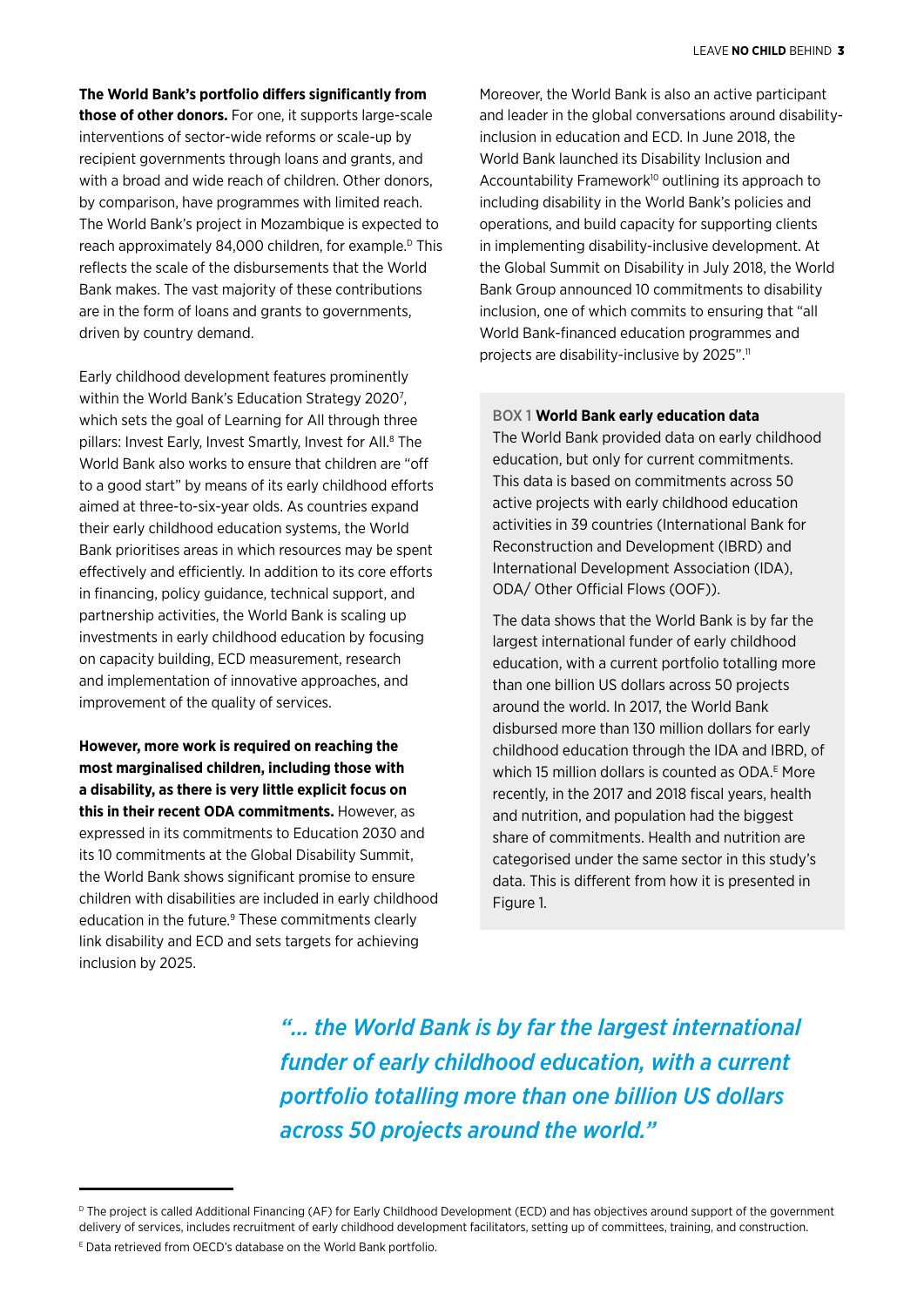**The World Bank's portfolio differs significantly from those of other donors.** For one, it supports large-scale interventions of sector-wide reforms or scale-up by recipient governments through loans and grants, and with a broad and wide reach of children. Other donors, by comparison, have programmes with limited reach. The World Bank's project in Mozambique is expected to reach approximately 84,000 children, for example.[D] This reflects the scale of the disbursements that the World Bank makes. The vast majority of these contributions are in the form of loans and grants to governments, driven by country demand.

Early childhood development features prominently within the World Bank's Education Strategy 2020[7], which sets the goal of Learning for All through three pillars: Invest Early, Invest Smartly, Invest for All.[8] The World Bank also works to ensure that children are "off to a good start" by means of its early childhood efforts aimed at three-to-six-year olds. As countries expand their early childhood education systems, the World Bank prioritises areas in which resources may be spent effectively and efficiently. In addition to its core efforts in financing, policy guidance, technical support, and partnership activities, the World Bank is scaling up investments in early childhood education by focusing on capacity building, ECD measurement, research and implementation of innovative approaches, and improvement of the quality of services.

**However, more work is required on reaching the most marginalised children, including those with a disability, as there is very little explicit focus on this in their recent ODA commitments.** However, as expressed in its commitments to Education 2030 and its 10 commitments at the Global Disability Summit, the World Bank shows significant promise to ensure children with disabilities are included in early childhood education in the future.[9] These commitments clearly link disability and ECD and sets targets for achieving inclusion by 2025.

Moreover, the World Bank is also an active participant and leader in the global conversations around disability-inclusion in education and ECD. In June 2018, the World Bank launched its Disability Inclusion and Accountability Framework[10] outlining its approach to including disability in the World Bank's policies and operations, and build capacity for supporting clients in implementing disability-inclusive development. At the Global Summit on Disability in July 2018, the World Bank Group announced 10 commitments to disability inclusion, one of which commits to ensuring that "all World Bank-financed education programmes and projects are disability-inclusive by 2025".[11]

> BOX 1 **World Bank early education data**
>
> The World Bank provided data on early childhood education, but only for current commitments. This data is based on commitments across 50 active projects with early childhood education activities in 39 countries (International Bank for Reconstruction and Development (IBRD) and International Development Association (IDA), ODA/ Other Official Flows (OOF)).
>
> The data shows that the World Bank is by far the largest international funder of early childhood education, with a current portfolio totalling more than one billion US dollars across 50 projects around the world. In 2017, the World Bank disbursed more than 130 million dollars for early childhood education through the IDA and IBRD, of which 15 million dollars is counted as ODA.[E] More recently, in the 2017 and 2018 fiscal years, health and nutrition, and population had the biggest share of commitments. Health and nutrition are categorised under the same sector in this study's data. This is different from how it is presented in Figure 1.

*"… the World Bank is by far the largest international funder of early childhood education, with a current portfolio totalling more than one billion US dollars across 50 projects around the world."*

---

[D] The project is called Additional Financing (AF) for Early Childhood Development (ECD) and has objectives around support of the government delivery of services, includes recruitment of early childhood development facilitators, setting up of committees, training, and construction.

[E] Data retrieved from OECD's database on the World Bank portfolio.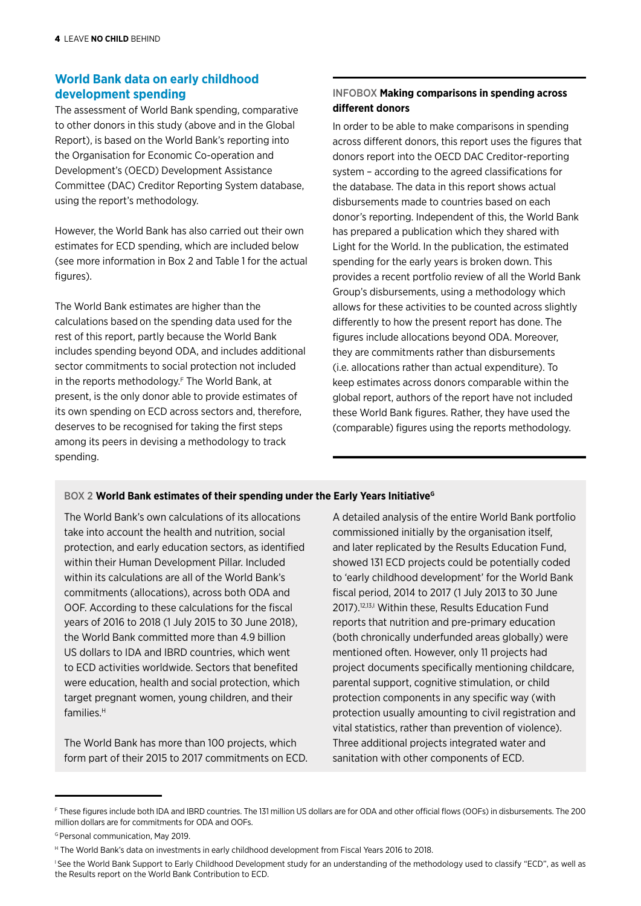## World Bank data on early childhood development spending

The assessment of World Bank spending, comparative to other donors in this study (above and in the Global Report), is based on the World Bank's reporting into the Organisation for Economic Co-operation and Development's (OECD) Development Assistance Committee (DAC) Creditor Reporting System database, using the report's methodology.

However, the World Bank has also carried out their own estimates for ECD spending, which are included below (see more information in Box 2 and Table 1 for the actual figures).

The World Bank estimates are higher than the calculations based on the spending data used for the rest of this report, partly because the World Bank includes spending beyond ODA, and includes additional sector commitments to social protection not included in the reports methodology.[F] The World Bank, at present, is the only donor able to provide estimates of its own spending on ECD across sectors and, therefore, deserves to be recognised for taking the first steps among its peers in devising a methodology to track spending.

### INFOBOX **Making comparisons in spending across different donors**

In order to be able to make comparisons in spending across different donors, this report uses the figures that donors report into the OECD DAC Creditor-reporting system – according to the agreed classifications for the database. The data in this report shows actual disbursements made to countries based on each donor's reporting. Independent of this, the World Bank has prepared a publication which they shared with Light for the World. In the publication, the estimated spending for the early years is broken down. This provides a recent portfolio review of all the World Bank Group's disbursements, using a methodology which allows for these activities to be counted across slightly differently to how the present report has done. The figures include allocations beyond ODA. Moreover, they are commitments rather than disbursements (i.e. allocations rather than actual expenditure). To keep estimates across donors comparable within the global report, authors of the report have not included these World Bank figures. Rather, they have used the (comparable) figures using the reports methodology.

### BOX 2 **World Bank estimates of their spending under the Early Years Initiative**[G]

The World Bank's own calculations of its allocations take into account the health and nutrition, social protection, and early education sectors, as identified within their Human Development Pillar. Included within its calculations are all of the World Bank's commitments (allocations), across both ODA and OOF. According to these calculations for the fiscal years of 2016 to 2018 (1 July 2015 to 30 June 2018), the World Bank committed more than 4.9 billion US dollars to IDA and IBRD countries, which went to ECD activities worldwide. Sectors that benefited were education, health and social protection, which target pregnant women, young children, and their families.[H]

The World Bank has more than 100 projects, which form part of their 2015 to 2017 commitments on ECD. A detailed analysis of the entire World Bank portfolio commissioned initially by the organisation itself, and later replicated by the Results Education Fund, showed 131 ECD projects could be potentially coded to 'early childhood development' for the World Bank fiscal period, 2014 to 2017 (1 July 2013 to 30 June 2017).[12,13,I] Within these, Results Education Fund reports that nutrition and pre-primary education (both chronically underfunded areas globally) were mentioned often. However, only 11 projects had project documents specifically mentioning childcare, parental support, cognitive stimulation, or child protection components in any specific way (with protection usually amounting to civil registration and vital statistics, rather than prevention of violence). Three additional projects integrated water and sanitation with other components of ECD.

---

[F] These figures include both IDA and IBRD countries. The 131 million US dollars are for ODA and other official flows (OOFs) in disbursements. The 200 million dollars are for commitments for ODA and OOFs.

[G] Personal communication, May 2019.

[H] The World Bank's data on investments in early childhood development from Fiscal Years 2016 to 2018.

[I] See the World Bank Support to Early Childhood Development study for an understanding of the methodology used to classify "ECD", as well as the Results report on the World Bank Contribution to ECD.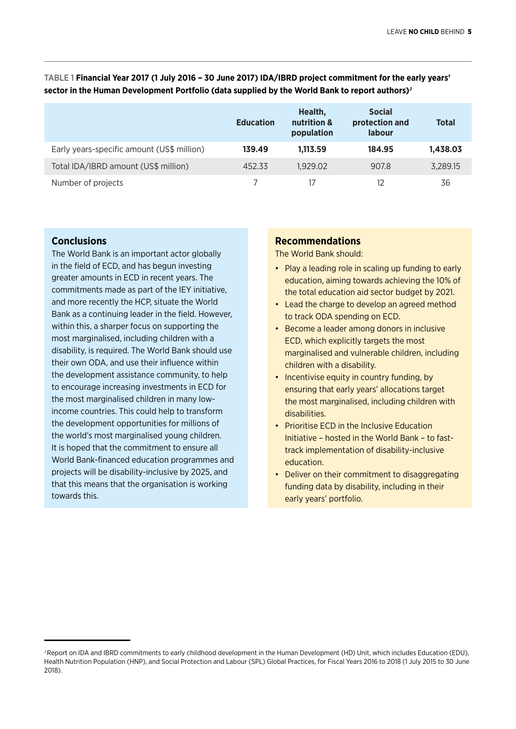TABLE 1 **Financial Year 2017 (1 July 2016 – 30 June 2017) IDA/IBRD project commitment for the early years' sector in the Human Development Portfolio (data supplied by the World Bank to report authors)**[J]

| | Education | Health, nutrition & population | Social protection and labour | Total |
|---|---|---|---|---|
| Early years-specific amount (US$ million) | **139.49** | **1,113.59** | **184.95** | **1,438.03** |
| Total IDA/IBRD amount (US$ million) | 452.33 | 1,929.02 | 907.8 | 3,289.15 |
| Number of projects | 7 | 17 | 12 | 36 |

## Conclusions

The World Bank is an important actor globally in the field of ECD, and has begun investing greater amounts in ECD in recent years. The commitments made as part of the IEY initiative, and more recently the HCP, situate the World Bank as a continuing leader in the field. However, within this, a sharper focus on supporting the most marginalised, including children with a disability, is required. The World Bank should use their own ODA, and use their influence within the development assistance community, to help to encourage increasing investments in ECD for the most marginalised children in many low-income countries. This could help to transform the development opportunities for millions of the world's most marginalised young children. It is hoped that the commitment to ensure all World Bank-financed education programmes and projects will be disability-inclusive by 2025, and that this means that the organisation is working towards this.

## Recommendations

The World Bank should:

- Play a leading role in scaling up funding to early education, aiming towards achieving the 10% of the total education aid sector budget by 2021.
- Lead the charge to develop an agreed method to track ODA spending on ECD.
- Become a leader among donors in inclusive ECD, which explicitly targets the most marginalised and vulnerable children, including children with a disability.
- Incentivise equity in country funding, by ensuring that early years' allocations target the most marginalised, including children with disabilities.
- Prioritise ECD in the Inclusive Education Initiative – hosted in the World Bank – to fast-track implementation of disability-inclusive education.
- Deliver on their commitment to disaggregating funding data by disability, including in their early years' portfolio.

---

[J] Report on IDA and IBRD commitments to early childhood development in the Human Development (HD) Unit, which includes Education (EDU), Health Nutrition Population (HNP), and Social Protection and Labour (SPL) Global Practices, for Fiscal Years 2016 to 2018 (1 July 2015 to 30 June 2018).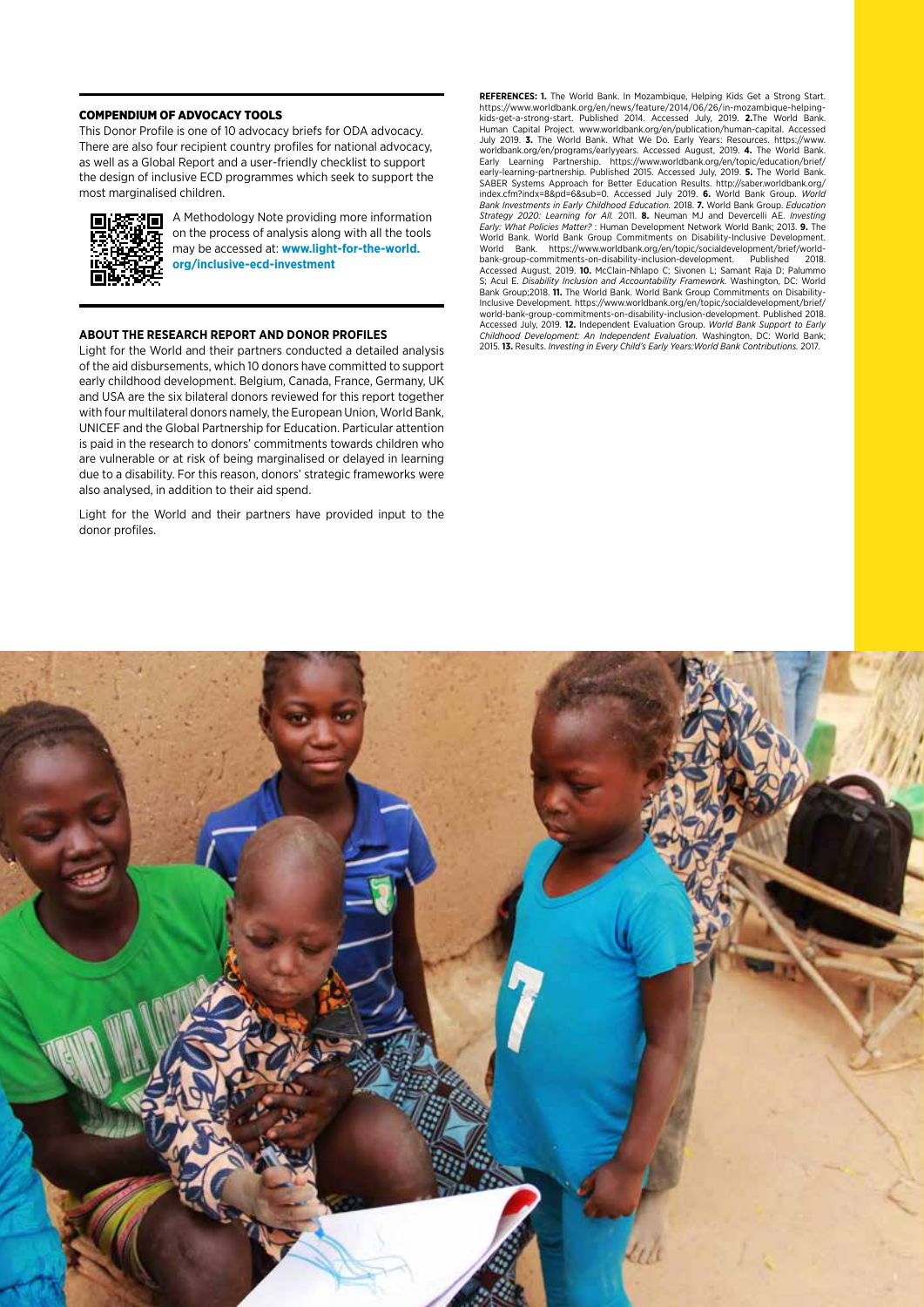## COMPENDIUM OF ADVOCACY TOOLS

This Donor Profile is one of 10 advocacy briefs for ODA advocacy. There are also four recipient country profiles for national advocacy, as well as a Global Report and a user-friendly checklist to support the design of inclusive ECD programmes which seek to support the most marginalised children.

A Methodology Note providing more information on the process of analysis along with all the tools may be accessed at: **www.light-for-the-world.org/inclusive-ecd-investment**

## ABOUT THE RESEARCH REPORT AND DONOR PROFILES

Light for the World and their partners conducted a detailed analysis of the aid disbursements, which 10 donors have committed to support early childhood development. Belgium, Canada, France, Germany, UK and USA are the six bilateral donors reviewed for this report together with four multilateral donors namely, the European Union, World Bank, UNICEF and the Global Partnership for Education. Particular attention is paid in the research to donors' commitments towards children who are vulnerable or at risk of being marginalised or delayed in learning due to a disability. For this reason, donors' strategic frameworks were also analysed, in addition to their aid spend.

Light for the World and their partners have provided input to the donor profiles.

**REFERENCES: 1.** The World Bank. In Mozambique, Helping Kids Get a Strong Start. https://www.worldbank.org/en/news/feature/2014/06/26/in-mozambique-helping-kids-get-a-strong-start. Published 2014. Accessed July, 2019. **2.** The World Bank. Human Capital Project. www.worldbank.org/en/publication/human-capital. Accessed July 2019. **3.** The World Bank. What We Do. Early Years: Resources. https://www.worldbank.org/en/programs/earlyyears. Accessed August, 2019. **4.** The World Bank. Early Learning Partnership. https://www.worldbank.org/en/topic/education/brief/early-learning-partnership. Published 2015. Accessed July, 2019. **5.** The World Bank. SABER Systems Approach for Better Education Results. http://saber.worldbank.org/index.cfm?indx=8&pd=6&sub=0. Accessed July 2019. **6.** World Bank Group. *World Bank Investments in Early Childhood Education.* 2018. **7.** World Bank Group. *Education Strategy 2020: Learning for All.* 2011. **8.** Neuman MJ and Devercelli AE. *Investing Early: What Policies Matter?* : Human Development Network World Bank; 2013. **9.** The World Bank. World Bank Group Commitments on Disability-Inclusive Development. World Bank. https://www.worldbank.org/en/topic/socialdevelopment/brief/world-bank-group-commitments-on-disability-inclusion-development. Published 2018. Accessed August, 2019. **10.** McClain-Nhlapo C; Sivonen L; Samant Raja D; Palummo S; Acul E. *Disability Inclusion and Accountability Framework.* Washington, DC: World Bank Group;2018. **11.** The World Bank. World Bank Group Commitments on Disability-Inclusive Development. https://www.worldbank.org/en/topic/socialdevelopment/brief/world-bank-group-commitments-on-disability-inclusion-development. Published 2018. Accessed July, 2019. **12.** Independent Evaluation Group. *World Bank Support to Early Childhood Development: An Independent Evaluation.* Washington, DC: World Bank; 2015. **13.** Results. *Investing in Every Child's Early Years:World Bank Contributions.* 2017.